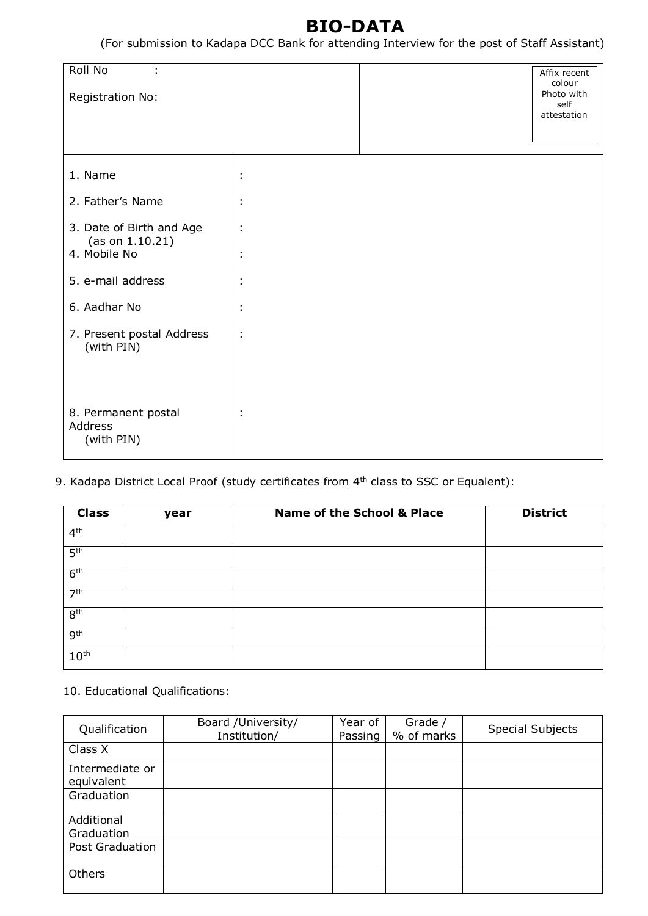# BIO-DATA

(For submission to Kadapa DCC Bank for attending Interview for the post of Staff Assistant)

| | |
|---|---|
| Roll No : <br><br> Registration No: | Affix recent colour Photo with self attestation |

| | |
|---|---|
| 1. Name | : |
| 2. Father's Name | : |
| 3. Date of Birth and Age (as on 1.10.21) | : |
| 4. Mobile No | : |
| 5. e-mail address | : |
| 6. Aadhar No | : |
| 7. Present postal Address (with PIN) | : |
| 8. Permanent postal Address (with PIN) | : |

9. Kadapa District Local Proof (study certificates from 4th class to SSC or Equalent):

| Class | year | Name of the School & Place | District |
|---|---|---|---|
| 4th | | | |
| 5th | | | |
| 6th | | | |
| 7th | | | |
| 8th | | | |
| 9th | | | |
| 10th | | | |

10. Educational Qualifications:

| Qualification | Board /University/ Institution/ | Year of Passing | Grade / % of marks | Special Subjects |
|---|---|---|---|---|
| Class X | | | | |
| Intermediate or equivalent | | | | |
| Graduation | | | | |
| Additional Graduation | | | | |
| Post Graduation | | | | |
| Others | | | | |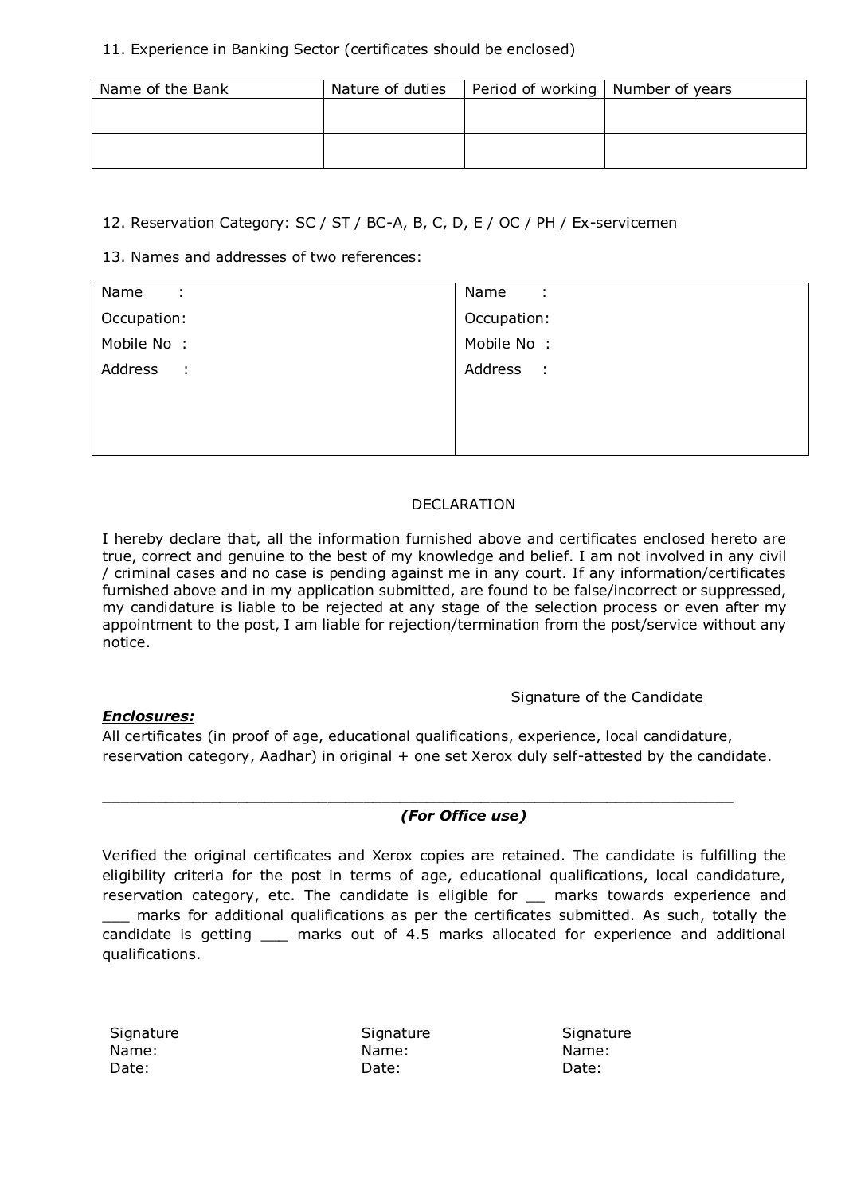11. Experience in Banking Sector (certificates should be enclosed)

| Name of the Bank | Nature of duties | Period of working | Number of years |
|---|---|---|---|
| | | | |
| | | | |

12. Reservation Category: SC / ST / BC-A, B, C, D, E / OC / PH / Ex-servicemen

13. Names and addresses of two references:

| | |
|---|---|
| Name : | Name : |
| Occupation: | Occupation: |
| Mobile No : | Mobile No : |
| Address : | Address : |

DECLARATION

I hereby declare that, all the information furnished above and certificates enclosed hereto are true, correct and genuine to the best of my knowledge and belief. I am not involved in any civil / criminal cases and no case is pending against me in any court. If any information/certificates furnished above and in my application submitted, are found to be false/incorrect or suppressed, my candidature is liable to be rejected at any stage of the selection process or even after my appointment to the post, I am liable for rejection/termination from the post/service without any notice.

Signature of the Candidate

***Enclosures:***
All certificates (in proof of age, educational qualifications, experience, local candidature, reservation category, Aadhar) in original + one set Xerox duly self-attested by the candidate.

---

***(For Office use)***

Verified the original certificates and Xerox copies are retained. The candidate is fulfilling the eligibility criteria for the post in terms of age, educational qualifications, local candidature, reservation category, etc. The candidate is eligible for __ marks towards experience and ___ marks for additional qualifications as per the certificates submitted. As such, totally the candidate is getting ___ marks out of 4.5 marks allocated for experience and additional qualifications.

Signature
Name:
Date:

Signature
Name:
Date:

Signature
Name:
Date: